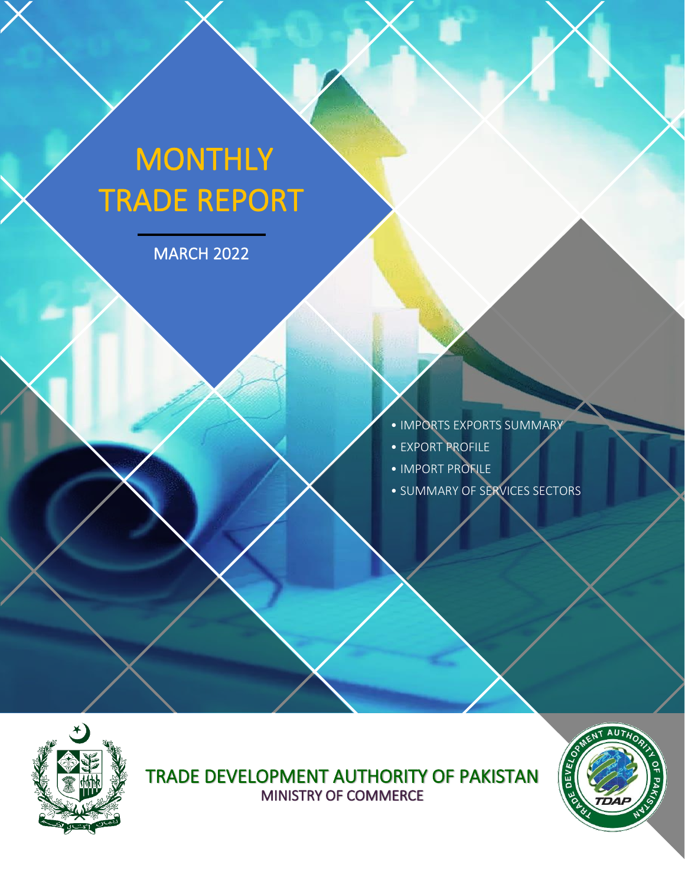# MONTHLY TRADE REPORT

MARCH 2022

- IMPORTS EXPORTS SUMMARY
- EXPORT PROFILE
- IMPORT PROFILE
- SUMMARY OF SERVICES SECTORS

TRADE DEVELOPMENT AUTHORITY OF PAKISTAN

MINISTRY OF COMMERCE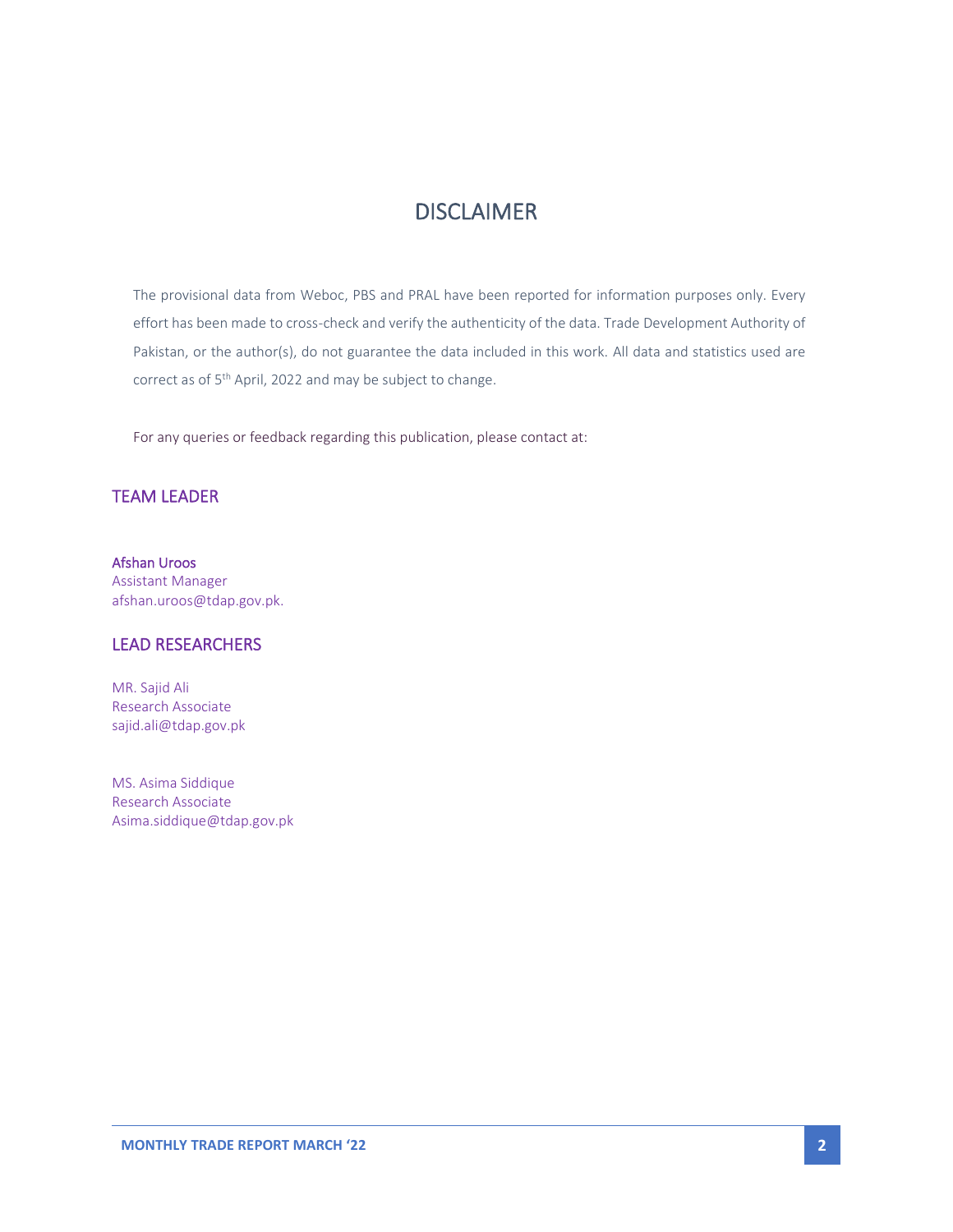# DISCLAIMER

The provisional data from Weboc, PBS and PRAL have been reported for information purposes only. Every effort has been made to cross-check and verify the authenticity of the data. Trade Development Authority of Pakistan, or the author(s), do not guarantee the data included in this work. All data and statistics used are correct as of 5th April, 2022 and may be subject to change.

For any queries or feedback regarding this publication, please contact at:

## TEAM LEADER

**Afshan Uroos**
Assistant Manager
afshan.uroos@tdap.gov.pk.

## LEAD RESEARCHERS

MR. Sajid Ali
Research Associate
sajid.ali@tdap.gov.pk

MS. Asima Siddique
Research Associate
Asima.siddique@tdap.gov.pk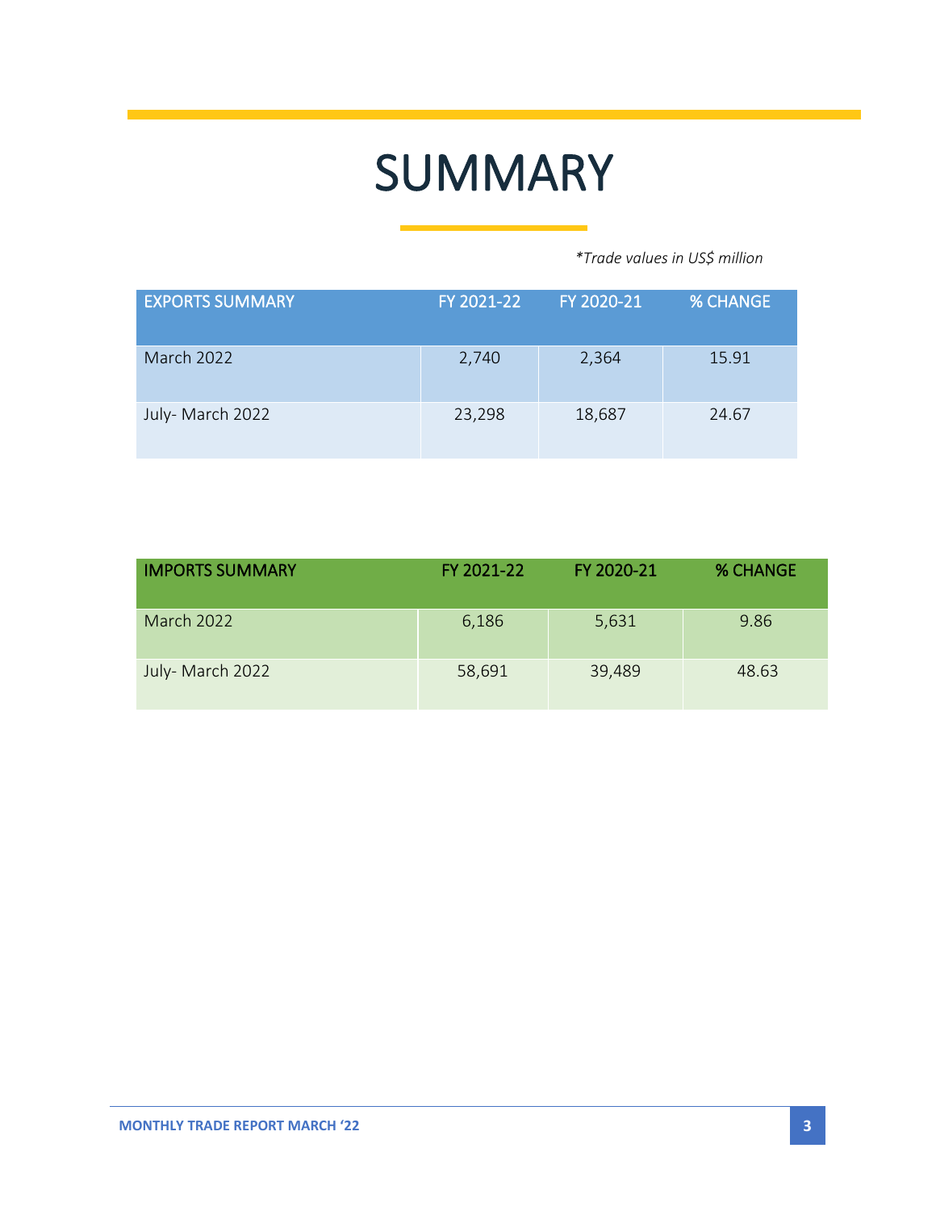# SUMMARY

*\*Trade values in US$ million*

| EXPORTS SUMMARY | FY 2021-22 | FY 2020-21 | % CHANGE |
|---|---|---|---|
| March 2022 | 2,740 | 2,364 | 15.91 |
| July- March 2022 | 23,298 | 18,687 | 24.67 |

| IMPORTS SUMMARY | FY 2021-22 | FY 2020-21 | % CHANGE |
|---|---|---|---|
| March 2022 | 6,186 | 5,631 | 9.86 |
| July- March 2022 | 58,691 | 39,489 | 48.63 |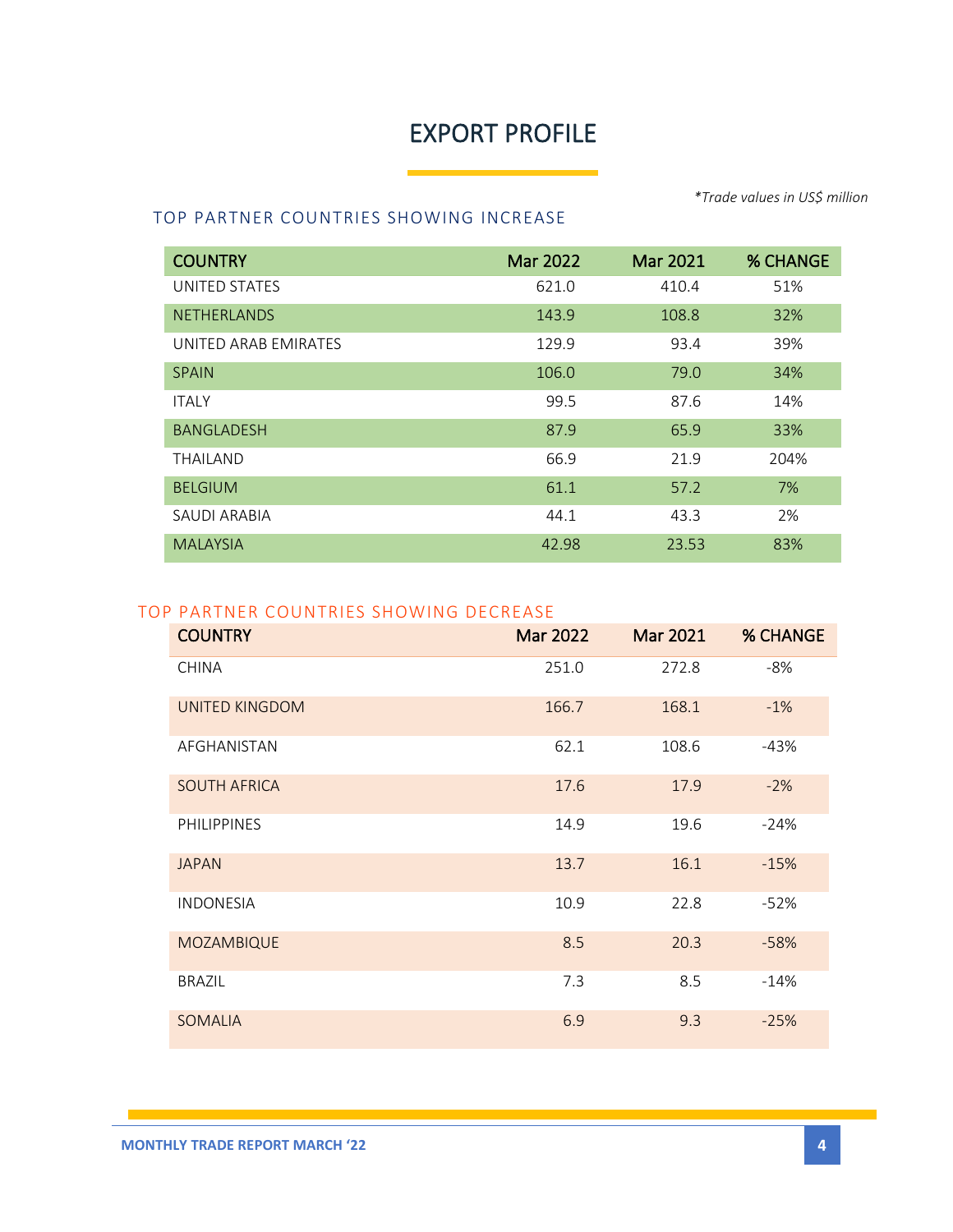# EXPORT PROFILE

*\*Trade values in US$ million*

## TOP PARTNER COUNTRIES SHOWING INCREASE

| COUNTRY | Mar 2022 | Mar 2021 | % CHANGE |
|---|---|---|---|
| UNITED STATES | 621.0 | 410.4 | 51% |
| NETHERLANDS | 143.9 | 108.8 | 32% |
| UNITED ARAB EMIRATES | 129.9 | 93.4 | 39% |
| SPAIN | 106.0 | 79.0 | 34% |
| ITALY | 99.5 | 87.6 | 14% |
| BANGLADESH | 87.9 | 65.9 | 33% |
| THAILAND | 66.9 | 21.9 | 204% |
| BELGIUM | 61.1 | 57.2 | 7% |
| SAUDI ARABIA | 44.1 | 43.3 | 2% |
| MALAYSIA | 42.98 | 23.53 | 83% |

## TOP PARTNER COUNTRIES SHOWING DECREASE

| COUNTRY | Mar 2022 | Mar 2021 | % CHANGE |
|---|---|---|---|
| CHINA | 251.0 | 272.8 | -8% |
| UNITED KINGDOM | 166.7 | 168.1 | -1% |
| AFGHANISTAN | 62.1 | 108.6 | -43% |
| SOUTH AFRICA | 17.6 | 17.9 | -2% |
| PHILIPPINES | 14.9 | 19.6 | -24% |
| JAPAN | 13.7 | 16.1 | -15% |
| INDONESIA | 10.9 | 22.8 | -52% |
| MOZAMBIQUE | 8.5 | 20.3 | -58% |
| BRAZIL | 7.3 | 8.5 | -14% |
| SOMALIA | 6.9 | 9.3 | -25% |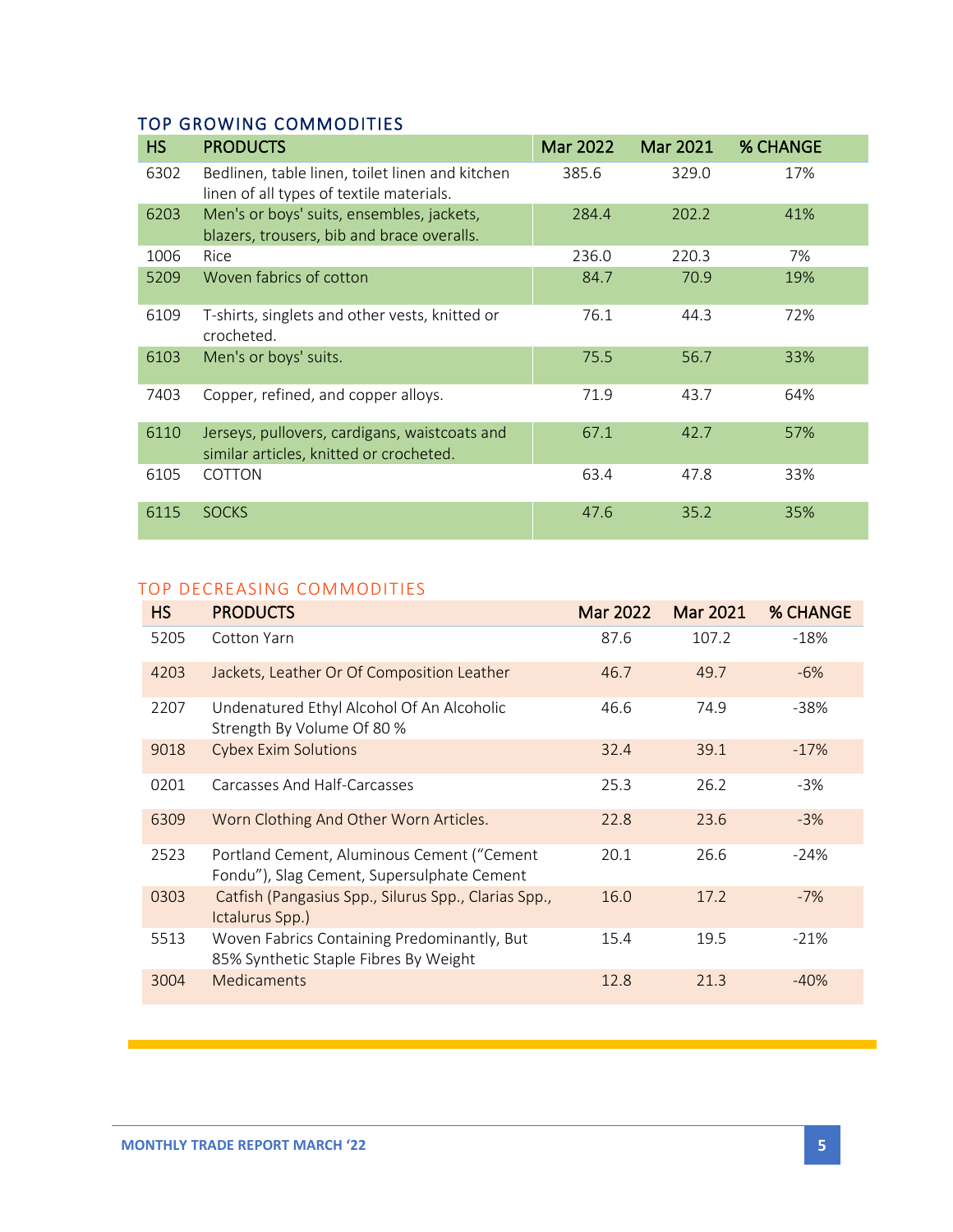## TOP GROWING COMMODITIES

| HS | PRODUCTS | Mar 2022 | Mar 2021 | % CHANGE |
|---|---|---|---|---|
| 6302 | Bedlinen, table linen, toilet linen and kitchen linen of all types of textile materials. | 385.6 | 329.0 | 17% |
| 6203 | Men's or boys' suits, ensembles, jackets, blazers, trousers, bib and brace overalls. | 284.4 | 202.2 | 41% |
| 1006 | Rice | 236.0 | 220.3 | 7% |
| 5209 | Woven fabrics of cotton | 84.7 | 70.9 | 19% |
| 6109 | T-shirts, singlets and other vests, knitted or crocheted. | 76.1 | 44.3 | 72% |
| 6103 | Men's or boys' suits. | 75.5 | 56.7 | 33% |
| 7403 | Copper, refined, and copper alloys. | 71.9 | 43.7 | 64% |
| 6110 | Jerseys, pullovers, cardigans, waistcoats and similar articles, knitted or crocheted. | 67.1 | 42.7 | 57% |
| 6105 | COTTON | 63.4 | 47.8 | 33% |
| 6115 | SOCKS | 47.6 | 35.2 | 35% |

## TOP DECREASING COMMODITIES

| HS | PRODUCTS | Mar 2022 | Mar 2021 | % CHANGE |
|---|---|---|---|---|
| 5205 | Cotton Yarn | 87.6 | 107.2 | -18% |
| 4203 | Jackets, Leather Or Of Composition Leather | 46.7 | 49.7 | -6% |
| 2207 | Undenatured Ethyl Alcohol Of An Alcoholic Strength By Volume Of 80 % | 46.6 | 74.9 | -38% |
| 9018 | Cybex Exim Solutions | 32.4 | 39.1 | -17% |
| 0201 | Carcasses And Half-Carcasses | 25.3 | 26.2 | -3% |
| 6309 | Worn Clothing And Other Worn Articles. | 22.8 | 23.6 | -3% |
| 2523 | Portland Cement, Aluminous Cement ("Cement Fondu"), Slag Cement, Supersulphate Cement | 20.1 | 26.6 | -24% |
| 0303 | Catfish (Pangasius Spp., Silurus Spp., Clarias Spp., Ictalurus Spp.) | 16.0 | 17.2 | -7% |
| 5513 | Woven Fabrics Containing Predominantly, But 85% Synthetic Staple Fibres By Weight | 15.4 | 19.5 | -21% |
| 3004 | Medicaments | 12.8 | 21.3 | -40% |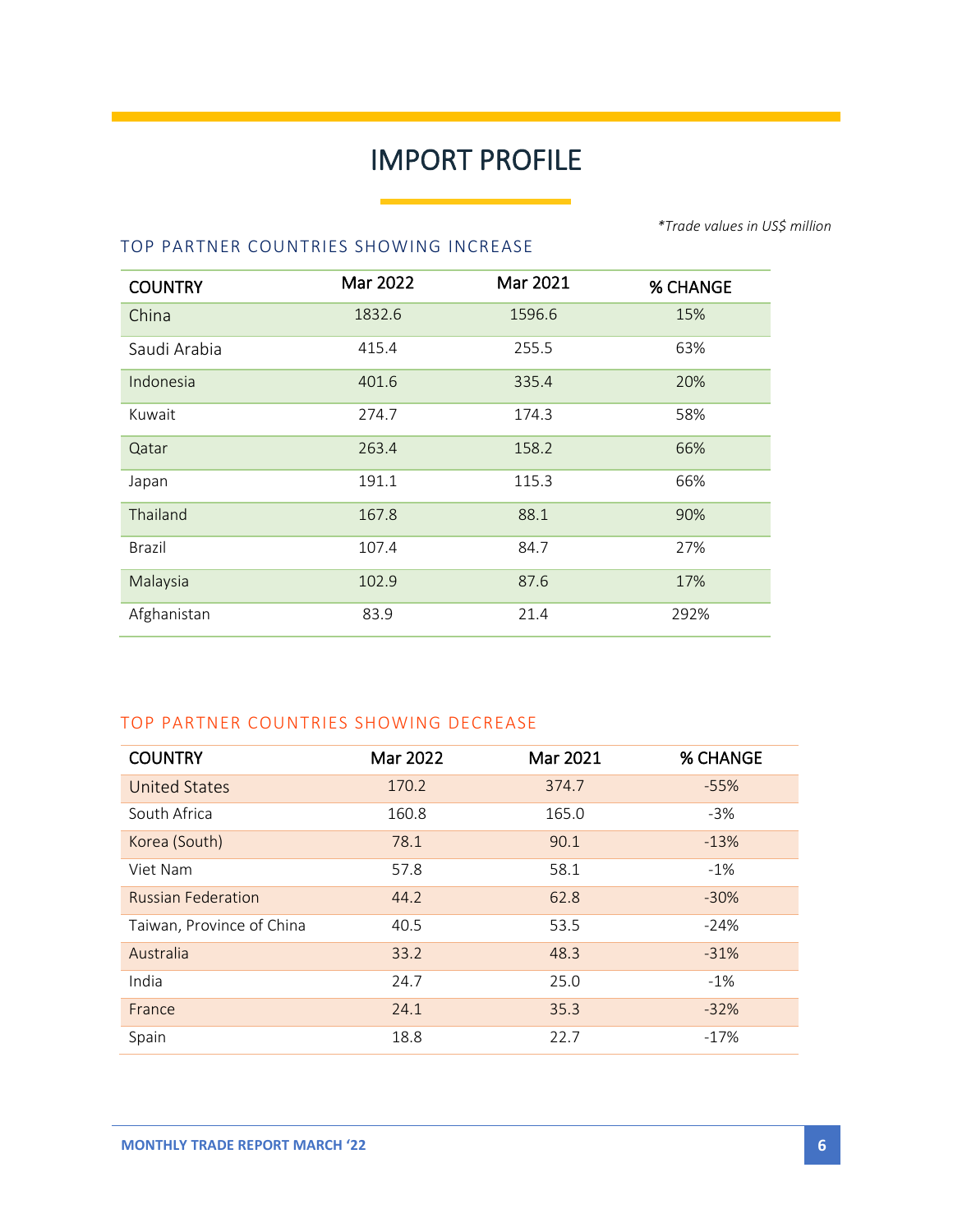# IMPORT PROFILE

*\*Trade values in US$ million*

### TOP PARTNER COUNTRIES SHOWING INCREASE

| COUNTRY | Mar 2022 | Mar 2021 | % CHANGE |
|---|---|---|---|
| China | 1832.6 | 1596.6 | 15% |
| Saudi Arabia | 415.4 | 255.5 | 63% |
| Indonesia | 401.6 | 335.4 | 20% |
| Kuwait | 274.7 | 174.3 | 58% |
| Qatar | 263.4 | 158.2 | 66% |
| Japan | 191.1 | 115.3 | 66% |
| Thailand | 167.8 | 88.1 | 90% |
| Brazil | 107.4 | 84.7 | 27% |
| Malaysia | 102.9 | 87.6 | 17% |
| Afghanistan | 83.9 | 21.4 | 292% |

### TOP PARTNER COUNTRIES SHOWING DECREASE

| COUNTRY | Mar 2022 | Mar 2021 | % CHANGE |
|---|---|---|---|
| United States | 170.2 | 374.7 | -55% |
| South Africa | 160.8 | 165.0 | -3% |
| Korea (South) | 78.1 | 90.1 | -13% |
| Viet Nam | 57.8 | 58.1 | -1% |
| Russian Federation | 44.2 | 62.8 | -30% |
| Taiwan, Province of China | 40.5 | 53.5 | -24% |
| Australia | 33.2 | 48.3 | -31% |
| India | 24.7 | 25.0 | -1% |
| France | 24.1 | 35.3 | -32% |
| Spain | 18.8 | 22.7 | -17% |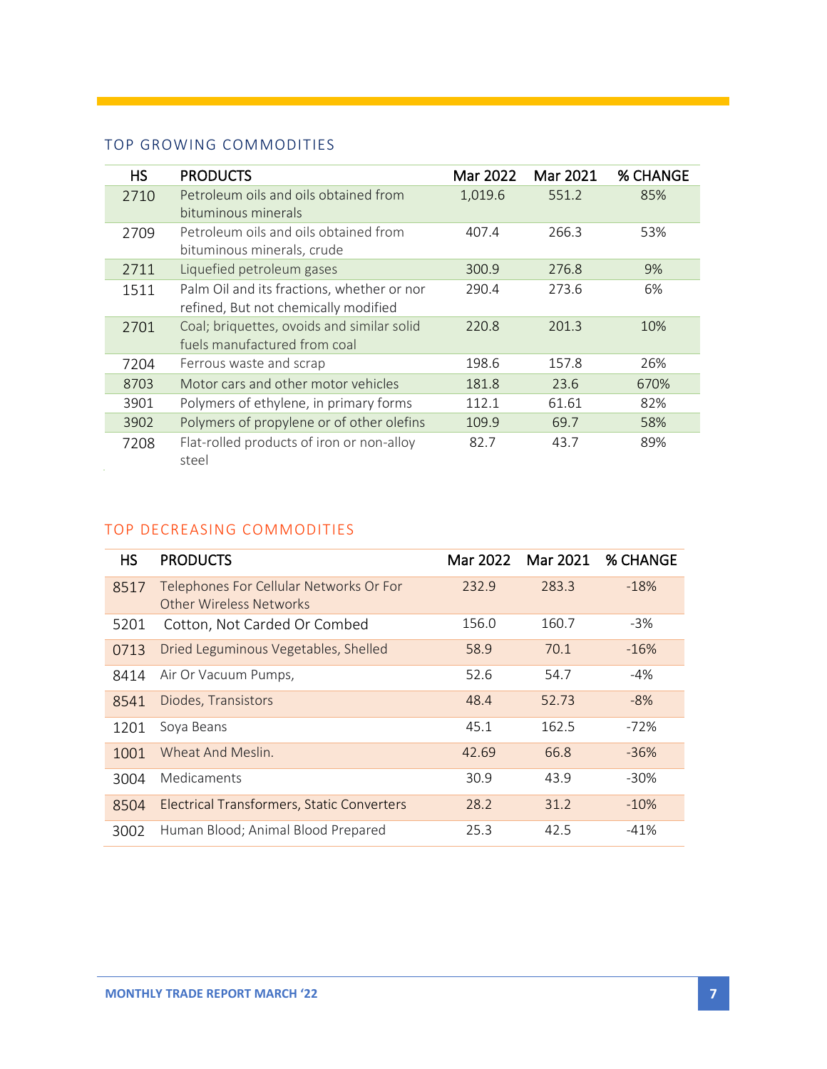## TOP GROWING COMMODITIES

| HS | PRODUCTS | Mar 2022 | Mar 2021 | % CHANGE |
|---|---|---|---|---|
| 2710 | Petroleum oils and oils obtained from bituminous minerals | 1,019.6 | 551.2 | 85% |
| 2709 | Petroleum oils and oils obtained from bituminous minerals, crude | 407.4 | 266.3 | 53% |
| 2711 | Liquefied petroleum gases | 300.9 | 276.8 | 9% |
| 1511 | Palm Oil and its fractions, whether or nor refined, But not chemically modified | 290.4 | 273.6 | 6% |
| 2701 | Coal; briquettes, ovoids and similar solid fuels manufactured from coal | 220.8 | 201.3 | 10% |
| 7204 | Ferrous waste and scrap | 198.6 | 157.8 | 26% |
| 8703 | Motor cars and other motor vehicles | 181.8 | 23.6 | 670% |
| 3901 | Polymers of ethylene, in primary forms | 112.1 | 61.61 | 82% |
| 3902 | Polymers of propylene or of other olefins | 109.9 | 69.7 | 58% |
| 7208 | Flat-rolled products of iron or non-alloy steel | 82.7 | 43.7 | 89% |

## TOP DECREASING COMMODITIES

| HS | PRODUCTS | Mar 2022 | Mar 2021 | % CHANGE |
|---|---|---|---|---|
| 8517 | Telephones For Cellular Networks Or For Other Wireless Networks | 232.9 | 283.3 | -18% |
| 5201 | Cotton, Not Carded Or Combed | 156.0 | 160.7 | -3% |
| 0713 | Dried Leguminous Vegetables, Shelled | 58.9 | 70.1 | -16% |
| 8414 | Air Or Vacuum Pumps, | 52.6 | 54.7 | -4% |
| 8541 | Diodes, Transistors | 48.4 | 52.73 | -8% |
| 1201 | Soya Beans | 45.1 | 162.5 | -72% |
| 1001 | Wheat And Meslin. | 42.69 | 66.8 | -36% |
| 3004 | Medicaments | 30.9 | 43.9 | -30% |
| 8504 | Electrical Transformers, Static Converters | 28.2 | 31.2 | -10% |
| 3002 | Human Blood; Animal Blood Prepared | 25.3 | 42.5 | -41% |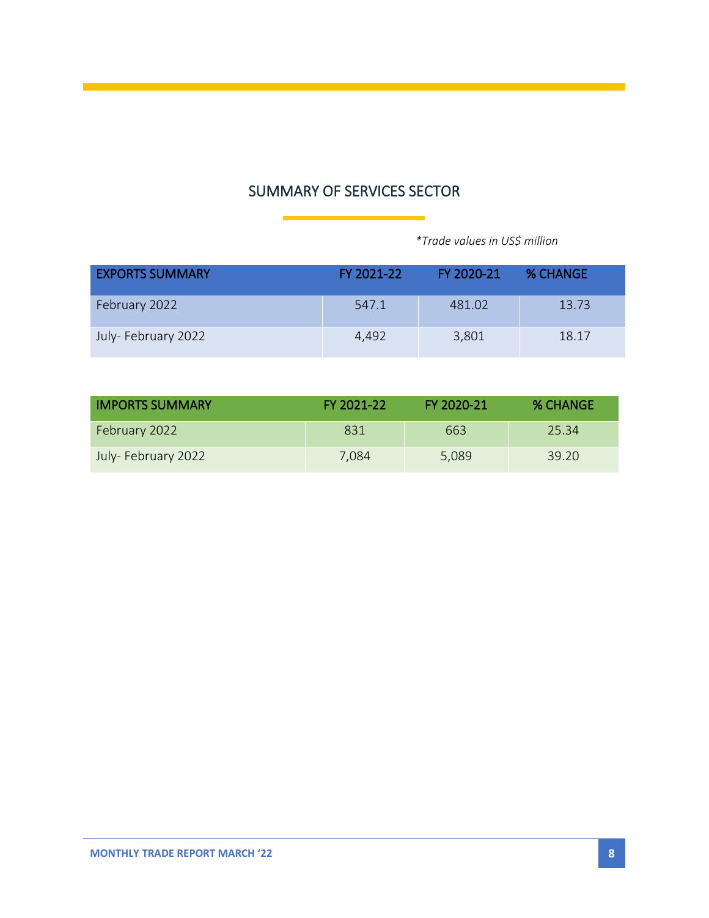## SUMMARY OF SERVICES SECTOR

*\*Trade values in US$ million*

| EXPORTS SUMMARY | FY 2021-22 | FY 2020-21 | % CHANGE |
|---|---|---|---|
| February 2022 | 547.1 | 481.02 | 13.73 |
| July- February 2022 | 4,492 | 3,801 | 18.17 |

| IMPORTS SUMMARY | FY 2021-22 | FY 2020-21 | % CHANGE |
|---|---|---|---|
| February 2022 | 831 | 663 | 25.34 |
| July- February 2022 | 7,084 | 5,089 | 39.20 |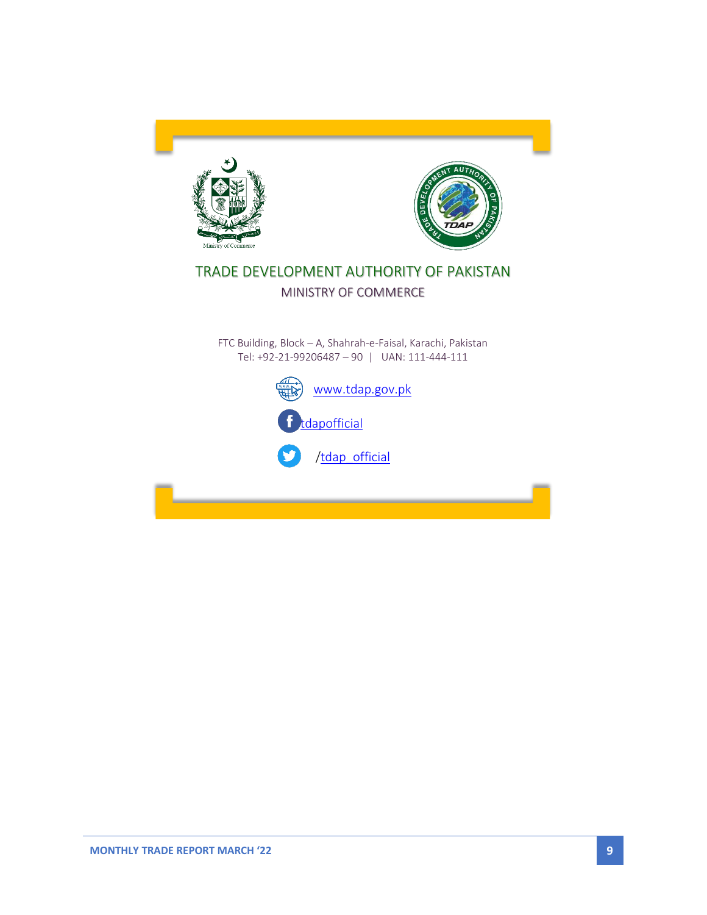Ministry of Commerce

# TRADE DEVELOPMENT AUTHORITY OF PAKISTAN

## MINISTRY OF COMMERCE

FTC Building, Block – A, Shahrah-e-Faisal, Karachi, Pakistan
Tel: +92-21-99206487 – 90 | UAN: 111-444-111

www.tdap.gov.pk

tdapofficial

/tdap_official